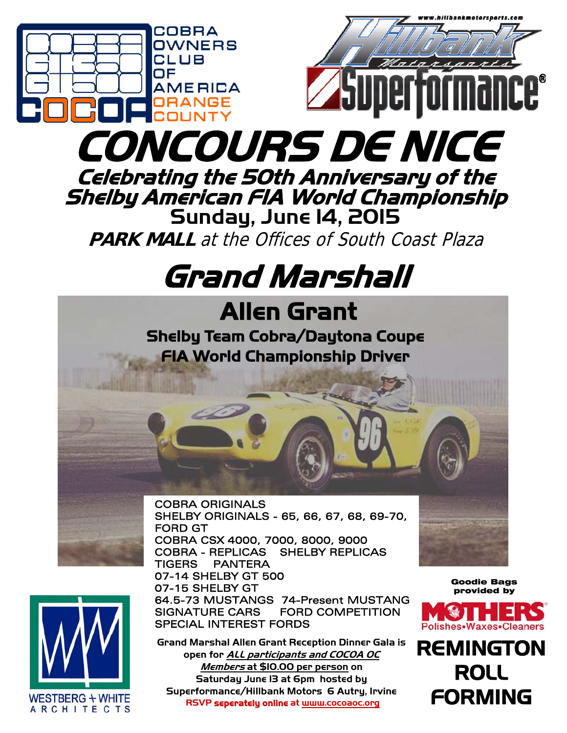COBRA OWNERS CLUB OF AMERICA ORANGE COUNTY

www.hillbankmotorsports.com

Hillbank Motorsports Superformance®

# CONCOURS DE NICE

## Celebrating the 50th Anniversary of the Shelby American FIA World Championship

**Sunday, June 14, 2015**

***PARK MALL*** *at the Offices of South Coast Plaza*

# Grand Marshall

## Allen Grant

**Shelby Team Cobra/Daytona Coupe**
**FIA World Championship Driver**

COBRA ORIGINALS
SHELBY ORIGINALS - 65, 66, 67, 68, 69-70,
FORD GT
COBRA CSX 4000, 7000, 8000, 9000
COBRA - REPLICAS    SHELBY REPLICAS
TIGERS    PANTERA
07-14 SHELBY GT 500
07-15 SHELBY GT
64.5-73 MUSTANGS    74-Present MUSTANG
SIGNATURE CARS    FORD COMPETITION
SPECIAL INTEREST FORDS

**Grand Marshal Allen Grant Reception Dinner Gala is open for *ALL participants and COCOA OC Members* at $10.00 per person on Saturday June 13 at 6pm hosted by Superformance/Hillbank Motors 6 Autry, Irvine**
**RSVP seperately online at www.cocoaoc.org**

**Goodie Bags provided by**

MOTHERS Polishes•Waxes•Cleaners

**REMINGTON ROLL FORMING**

WESTBERG + WHITE ARCHITECTS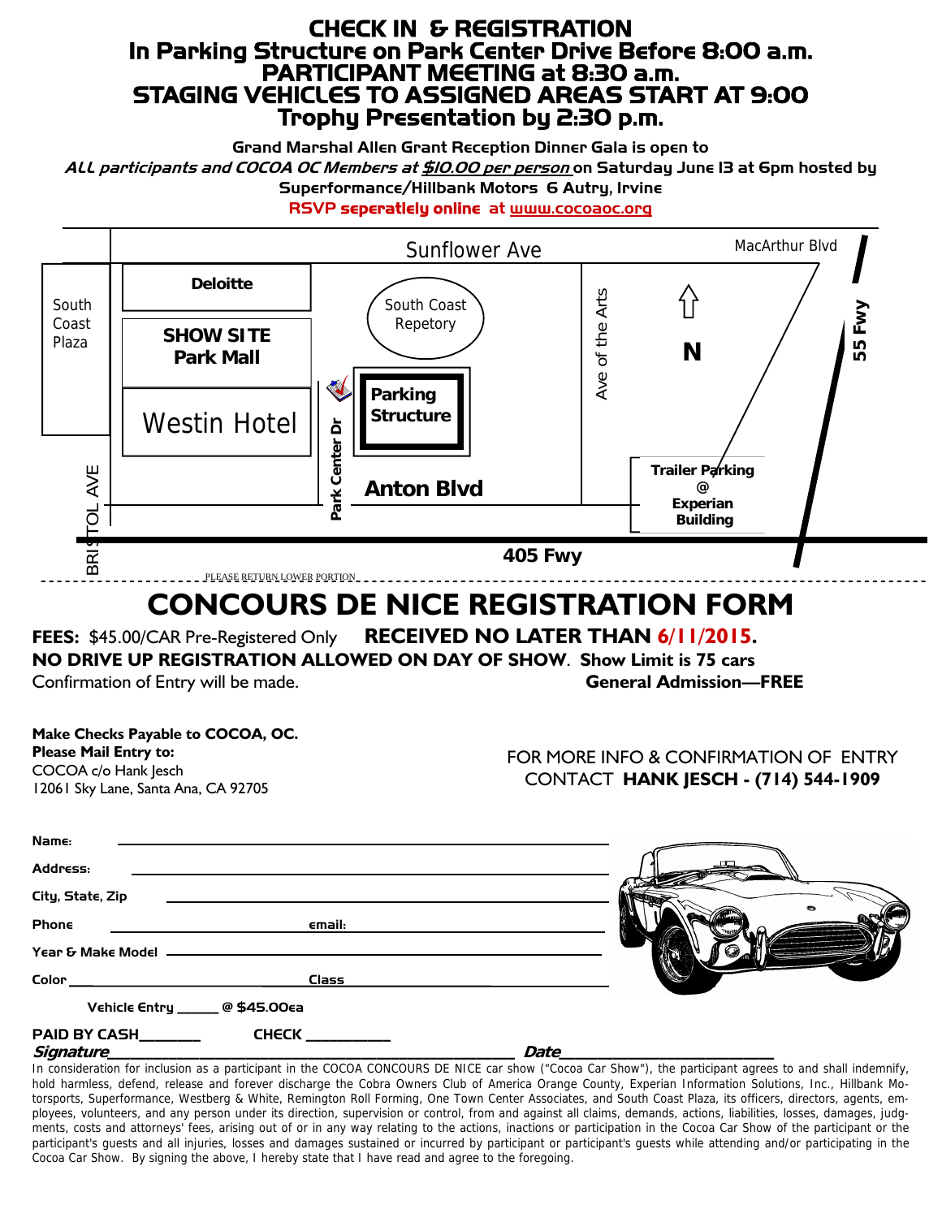# CHECK IN & REGISTRATION
## In Parking Structure on Park Center Drive Before 8:00 a.m.
## PARTICIPANT MEETING at 8:30 a.m.
## STAGING VEHICLES TO ASSIGNED AREAS START AT 9:00
## Trophy Presentation by 2:30 p.m.

**Grand Marshal Allen Grant Reception Dinner Gala is open to**
***ALL participants and COCOA OC Members at $10.00 per person* on Saturday June 13 at 6pm hosted by**
**Superformance/Hillbank Motors 6 Autry, Irvine**
**RSVP seperatlely online at www.cocoaoc.org**

Sunflower Ave
MacArthur Blvd
South Coast Plaza
Deloitte
SHOW SITE Park Mall
Westin Hotel
South Coast Repetory
Parking Structure
Park Center Dr
Anton Blvd
Ave of the Arts
N
55 Fwy
Trailer Parking @ Experian Building
BRISTOL AVE
405 Fwy

PLEASE RETURN LOWER PORTION

# CONCOURS DE NICE REGISTRATION FORM

**FEES:** $45.00/CAR Pre-Registered Only **RECEIVED NO LATER THAN 6/11/2015.**
**NO DRIVE UP REGISTRATION ALLOWED ON DAY OF SHOW. Show Limit is 75 cars**
Confirmation of Entry will be made. **General Admission—FREE**

**Make Checks Payable to COCOA, OC.**
**Please Mail Entry to:**
COCOA c/o Hank Jesch
12061 Sky Lane, Santa Ana, CA 92705

FOR MORE INFO & CONFIRMATION OF ENTRY
CONTACT **HANK JESCH - (714) 544-1909**

**Name:** ______________________________
**Address:** ______________________________
**City, State, Zip** ______________________________
**Phone** ______________ **email:** ______________
**Year & Make Model** ______________________________
**Color** ______________ **Class** ______________

**Vehicle Entry ______ @ $45.00ea**

**PAID BY CASH_______ CHECK __________**
***Signature*___________________________ *Date*_______________**

In consideration for inclusion as a participant in the COCOA CONCOURS DE NICE car show ("Cocoa Car Show"), the participant agrees to and shall indemnify, hold harmless, defend, release and forever discharge the Cobra Owners Club of America Orange County, Experian Information Solutions, Inc., Hillbank Motorsports, Superformance, Westberg & White, Remington Roll Forming, One Town Center Associates, and South Coast Plaza, its officers, directors, agents, employees, volunteers, and any person under its direction, supervision or control, from and against all claims, demands, actions, liabilities, losses, damages, judgments, costs and attorneys' fees, arising out of or in any way relating to the actions, inactions or participation in the Cocoa Car Show of the participant or the participant's guests and all injuries, losses and damages sustained or incurred by participant or participant's guests while attending and/or participating in the Cocoa Car Show. By signing the above, I hereby state that I have read and agree to the foregoing.